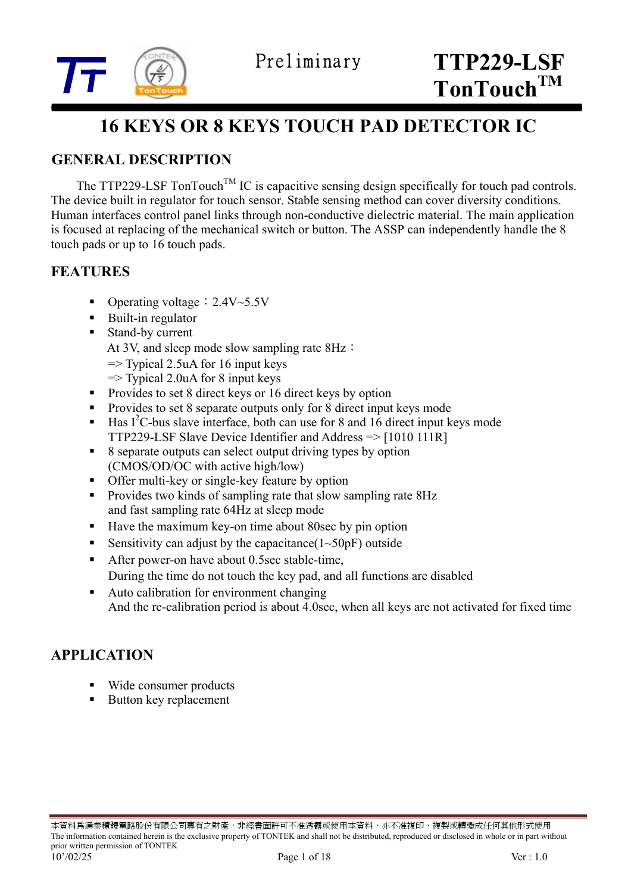Preliminary

**TTP229-LSF**
**TonTouch™**

# 16 KEYS OR 8 KEYS TOUCH PAD DETECTOR IC

## GENERAL DESCRIPTION

The TTP229-LSF TonTouch™ IC is capacitive sensing design specifically for touch pad controls. The device built in regulator for touch sensor. Stable sensing method can cover diversity conditions. Human interfaces control panel links through non-conductive dielectric material. The main application is focused at replacing of the mechanical switch or button. The ASSP can independently handle the 8 touch pads or up to 16 touch pads.

## FEATURES

- Operating voltage：2.4V~5.5V
- Built-in regulator
- Stand-by current
  At 3V, and sleep mode slow sampling rate 8Hz：
  => Typical 2.5uA for 16 input keys
  => Typical 2.0uA for 8 input keys
- Provides to set 8 direct keys or 16 direct keys by option
- Provides to set 8 separate outputs only for 8 direct input keys mode
- Has $I^2C$-bus slave interface, both can use for 8 and 16 direct input keys mode
  TTP229-LSF Slave Device Identifier and Address => [1010 111R]
- 8 separate outputs can select output driving types by option
  (CMOS/OD/OC with active high/low)
- Offer multi-key or single-key feature by option
- Provides two kinds of sampling rate that slow sampling rate 8Hz
  and fast sampling rate 64Hz at sleep mode
- Have the maximum key-on time about 80sec by pin option
- Sensitivity can adjust by the capacitance(1~50pF) outside
- After power-on have about 0.5sec stable-time,
  During the time do not touch the key pad, and all functions are disabled
- Auto calibration for environment changing
  And the re-calibration period is about 4.0sec, when all keys are not activated for fixed time

## APPLICATION

- Wide consumer products
- Button key replacement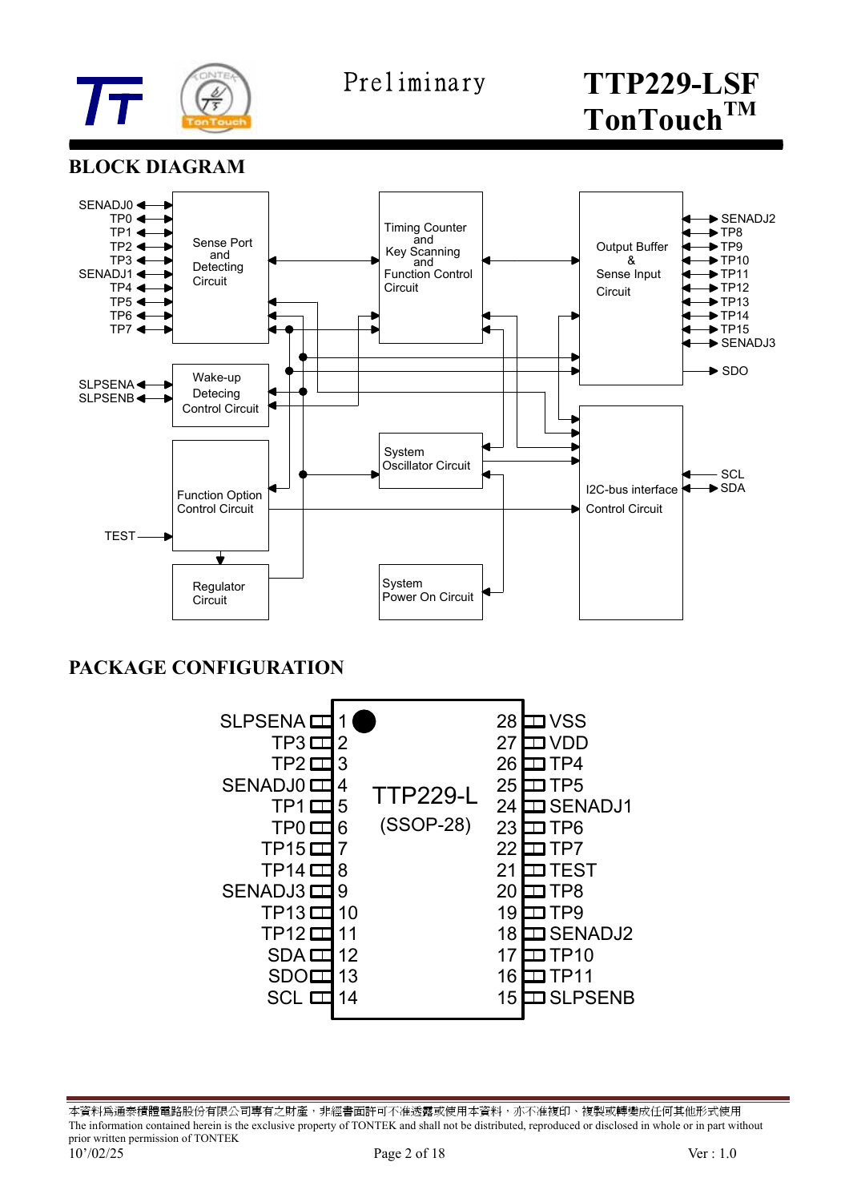## BLOCK DIAGRAM

SENADJ0, TP0, TP1, TP2, TP3, SENADJ1, TP4, TP5, TP6, TP7 — Sense Port and Detecting Circuit

Timing Counter and Key Scanning and Function Control Circuit

Output Buffer & Sense Input Circuit — SENADJ2, TP8, TP9, TP10, TP11, TP12, TP13, TP14, TP15, SENADJ3, SDO

SLPSENA, SLPSENB — Wake-up Detecting Control Circuit

System Oscillator Circuit

I2C-bus interface Control Circuit — SCL, SDA

TEST — Function Option Control Circuit

Regulator Circuit

System Power On Circuit

## PACKAGE CONFIGURATION

TTP229-L (SSOP-28)

| Pin | Name | Pin | Name |
|---|---|---|---|
| 1 | SLPSENA | 28 | VSS |
| 2 | TP3 | 27 | VDD |
| 3 | TP2 | 26 | TP4 |
| 4 | SENADJ0 | 25 | TP5 |
| 5 | TP1 | 24 | SENADJ1 |
| 6 | TP0 | 23 | TP6 |
| 7 | TP15 | 22 | TP7 |
| 8 | TP14 | 21 | TEST |
| 9 | SENADJ3 | 20 | TP8 |
| 10 | TP13 | 19 | TP9 |
| 11 | TP12 | 18 | SENADJ2 |
| 12 | SDA | 17 | TP10 |
| 13 | SDO | 16 | TP11 |
| 14 | SCL | 15 | SLPSENB |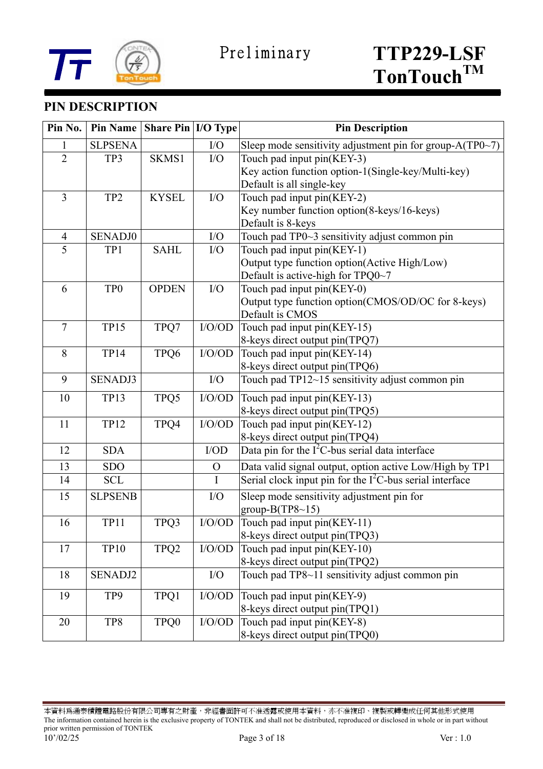## PIN DESCRIPTION

| Pin No. | Pin Name | Share Pin | I/O Type | Pin Description |
|---|---|---|---|---|
| 1 | SLPSENA | | I/O | Sleep mode sensitivity adjustment pin for group-A(TP0~7) |
| 2 | TP3 | SKMS1 | I/O | Touch pad input pin(KEY-3)<br>Key action function option-1(Single-key/Multi-key)<br>Default is all single-key |
| 3 | TP2 | KYSEL | I/O | Touch pad input pin(KEY-2)<br>Key number function option(8-keys/16-keys)<br>Default is 8-keys |
| 4 | SENADJ0 | | I/O | Touch pad TP0~3 sensitivity adjust common pin |
| 5 | TP1 | SAHL | I/O | Touch pad input pin(KEY-1)<br>Output type function option(Active High/Low)<br>Default is active-high for TPQ0~7 |
| 6 | TP0 | OPDEN | I/O | Touch pad input pin(KEY-0)<br>Output type function option(CMOS/OD/OC for 8-keys)<br>Default is CMOS |
| 7 | TP15 | TPQ7 | I/O/OD | Touch pad input pin(KEY-15)<br>8-keys direct output pin(TPQ7) |
| 8 | TP14 | TPQ6 | I/O/OD | Touch pad input pin(KEY-14)<br>8-keys direct output pin(TPQ6) |
| 9 | SENADJ3 | | I/O | Touch pad TP12~15 sensitivity adjust common pin |
| 10 | TP13 | TPQ5 | I/O/OD | Touch pad input pin(KEY-13)<br>8-keys direct output pin(TPQ5) |
| 11 | TP12 | TPQ4 | I/O/OD | Touch pad input pin(KEY-12)<br>8-keys direct output pin(TPQ4) |
| 12 | SDA | | I/OD | Data pin for the $I^2C$-bus serial data interface |
| 13 | SDO | | O | Data valid signal output, option active Low/High by TP1 |
| 14 | SCL | | I | Serial clock input pin for the $I^2C$-bus serial interface |
| 15 | SLPSENB | | I/O | Sleep mode sensitivity adjustment pin for group-B(TP8~15) |
| 16 | TP11 | TPQ3 | I/O/OD | Touch pad input pin(KEY-11)<br>8-keys direct output pin(TPQ3) |
| 17 | TP10 | TPQ2 | I/O/OD | Touch pad input pin(KEY-10)<br>8-keys direct output pin(TPQ2) |
| 18 | SENADJ2 | | I/O | Touch pad TP8~11 sensitivity adjust common pin |
| 19 | TP9 | TPQ1 | I/O/OD | Touch pad input pin(KEY-9)<br>8-keys direct output pin(TPQ1) |
| 20 | TP8 | TPQ0 | I/O/OD | Touch pad input pin(KEY-8)<br>8-keys direct output pin(TPQ0) |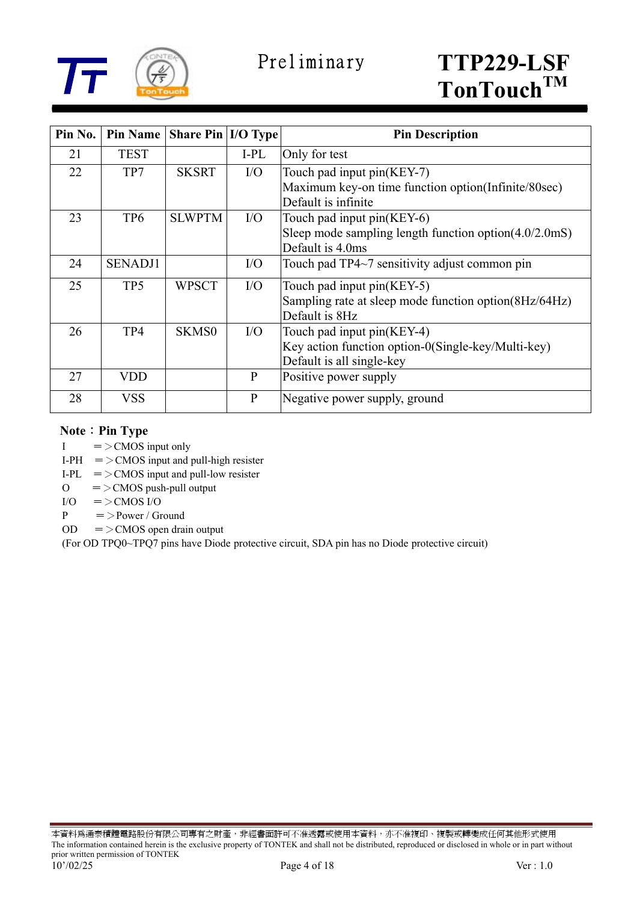| Pin No. | Pin Name | Share Pin | I/O Type | Pin Description |
|---|---|---|---|---|
| 21 | TEST | | I-PL | Only for test |
| 22 | TP7 | SKSRT | I/O | Touch pad input pin(KEY-7)<br>Maximum key-on time function option(Infinite/80sec)<br>Default is infinite |
| 23 | TP6 | SLWPTM | I/O | Touch pad input pin(KEY-6)<br>Sleep mode sampling length function option(4.0/2.0mS)<br>Default is 4.0ms |
| 24 | SENADJ1 | | I/O | Touch pad TP4~7 sensitivity adjust common pin |
| 25 | TP5 | WPSCT | I/O | Touch pad input pin(KEY-5)<br>Sampling rate at sleep mode function option(8Hz/64Hz)<br>Default is 8Hz |
| 26 | TP4 | SKMS0 | I/O | Touch pad input pin(KEY-4)<br>Key action function option-0(Single-key/Multi-key)<br>Default is all single-key |
| 27 | VDD | | P | Positive power supply |
| 28 | VSS | | P | Negative power supply, ground |

**Note：Pin Type**

I ＝＞CMOS input only
I-PH ＝＞CMOS input and pull-high resister
I-PL ＝＞CMOS input and pull-low resister
O ＝＞CMOS push-pull output
I/O ＝＞CMOS I/O
P ＝＞Power / Ground
OD ＝＞CMOS open drain output
(For OD TPQ0~TPQ7 pins have Diode protective circuit, SDA pin has no Diode protective circuit)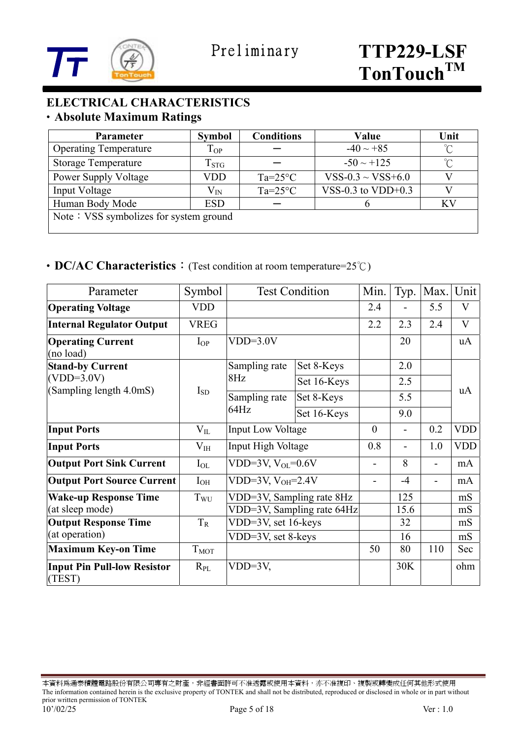## ELECTRICAL CHARACTERISTICS

### • Absolute Maximum Ratings

| Parameter | Symbol | Conditions | Value | Unit |
|---|---|---|---|---|
| Operating Temperature | $T_{OP}$ | — | -40 ~ +85 | ℃ |
| Storage Temperature | $T_{STG}$ | — | -50 ~ +125 | ℃ |
| Power Supply Voltage | VDD | Ta=25°C | VSS-0.3 ~ VSS+6.0 | V |
| Input Voltage | $V_{IN}$ | Ta=25°C | VSS-0.3 to VDD+0.3 | V |
| Human Body Mode | ESD | — | 6 | KV |
| Note：VSS symbolizes for system ground | | | | |

### • DC/AC Characteristics：(Test condition at room temperature=25℃)

| Parameter | Symbol | Test Condition | | Min. | Typ. | Max. | Unit |
|---|---|---|---|---|---|---|---|
| **Operating Voltage** | VDD | | | 2.4 | - | 5.5 | V |
| **Internal Regulator Output** | VREG | | | 2.2 | 2.3 | 2.4 | V |
| **Operating Current** (no load) | $I_{OP}$ | VDD=3.0V | | | 20 | | uA |
| **Stand-by Current** (VDD=3.0V) (Sampling length 4.0mS) | $I_{SD}$ | Sampling rate 8Hz | Set 8-Keys | | 2.0 | | uA |
| | | | Set 16-Keys | | 2.5 | | uA |
| | | Sampling rate 64Hz | Set 8-Keys | | 5.5 | | uA |
| | | | Set 16-Keys | | 9.0 | | uA |
| **Input Ports** | $V_{IL}$ | Input Low Voltage | | 0 | - | 0.2 | VDD |
| **Input Ports** | $V_{IH}$ | Input High Voltage | | 0.8 | - | 1.0 | VDD |
| **Output Port Sink Current** | $I_{OL}$ | VDD=3V, $V_{OL}$=0.6V | | - | 8 | - | mA |
| **Output Port Source Current** | $I_{OH}$ | VDD=3V, $V_{OH}$=2.4V | | - | -4 | - | mA |
| **Wake-up Response Time** (at sleep mode) | $T_{WU}$ | VDD=3V, Sampling rate 8Hz | | | 125 | | mS |
| | | VDD=3V, Sampling rate 64Hz | | | 15.6 | | mS |
| **Output Response Time** (at operation) | $T_R$ | VDD=3V, set 16-keys | | | 32 | | mS |
| | | VDD=3V, set 8-keys | | | 16 | | mS |
| **Maximum Key-on Time** | $T_{MOT}$ | | | 50 | 80 | 110 | Sec |
| **Input Pin Pull-low Resistor** (TEST) | $R_{PL}$ | VDD=3V, | | | 30K | | ohm |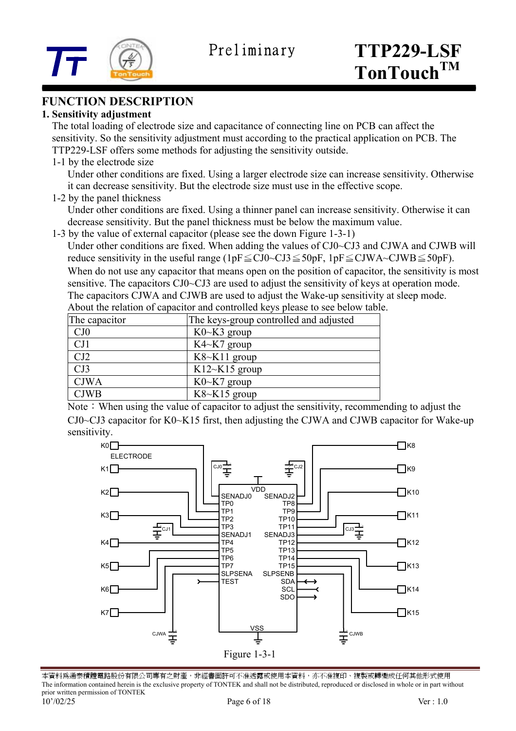## FUNCTION DESCRIPTION

### 1. Sensitivity adjustment

The total loading of electrode size and capacitance of connecting line on PCB can affect the sensitivity. So the sensitivity adjustment must according to the practical application on PCB. The TTP229-LSF offers some methods for adjusting the sensitivity outside.

1-1 by the electrode size

Under other conditions are fixed. Using a larger electrode size can increase sensitivity. Otherwise it can decrease sensitivity. But the electrode size must use in the effective scope.

1-2 by the panel thickness

Under other conditions are fixed. Using a thinner panel can increase sensitivity. Otherwise it can decrease sensitivity. But the panel thickness must be below the maximum value.

1-3 by the value of external capacitor (please see the down Figure 1-3-1)

Under other conditions are fixed. When adding the values of CJ0~CJ3 and CJWA and CJWB will reduce sensitivity in the useful range (1pF≦CJ0~CJ3≦50pF, 1pF≦CJWA~CJWB≦50pF).

When do not use any capacitor that means open on the position of capacitor, the sensitivity is most sensitive. The capacitors CJ0~CJ3 are used to adjust the sensitivity of keys at operation mode. The capacitors CJWA and CJWB are used to adjust the Wake-up sensitivity at sleep mode.

About the relation of capacitor and controlled keys please to see below table.

| The capacitor | The keys-group controlled and adjusted |
|---|---|
| CJ0 | K0~K3 group |
| CJ1 | K4~K7 group |
| CJ2 | K8~K11 group |
| CJ3 | K12~K15 group |
| CJWA | K0~K7 group |
| CJWB | K8~K15 group |

Note：When using the value of capacitor to adjust the sensitivity, recommending to adjust the CJ0~CJ3 capacitor for K0~K15 first, then adjusting the CJWA and CJWB capacitor for Wake-up sensitivity.

Figure 1-3-1

本資料為通泰積體電路股份有限公司專有之財產，非經書面許可不准透露或使用本資料，亦不准複印、複製或轉變成任何其他形式使用

The information contained herein is the exclusive property of TONTEK and shall not be distributed, reproduced or disclosed in whole or in part without prior written permission of TONTEK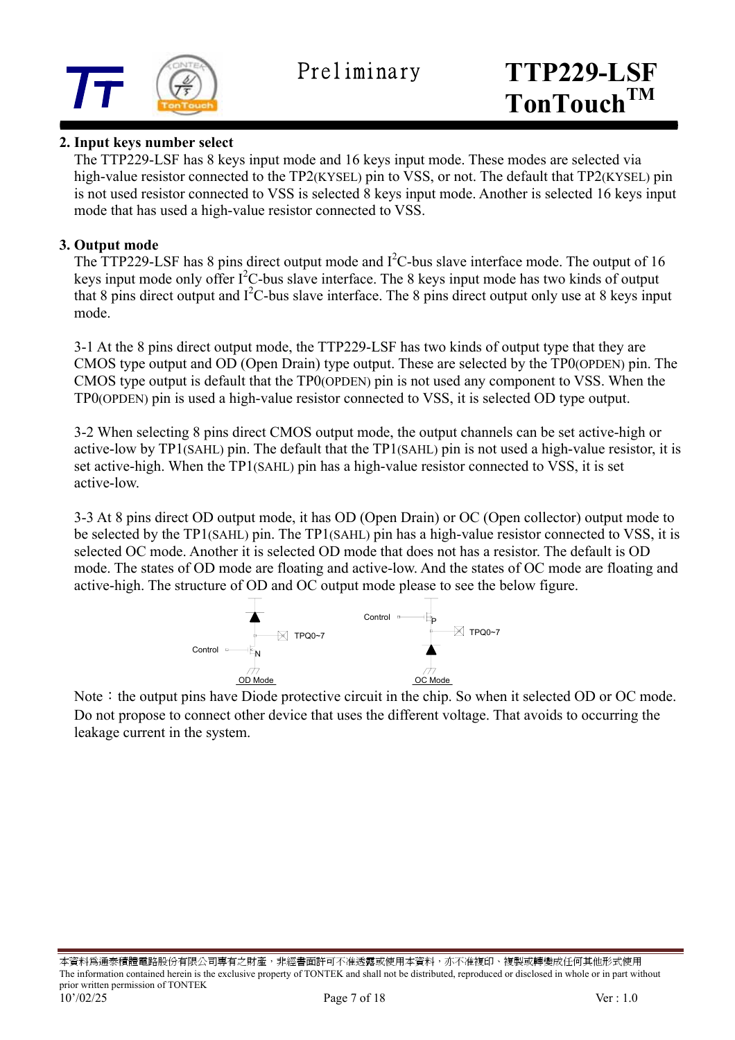## 2. Input keys number select

The TTP229-LSF has 8 keys input mode and 16 keys input mode. These modes are selected via high-value resistor connected to the TP2(KYSEL) pin to VSS, or not. The default that TP2(KYSEL) pin is not used resistor connected to VSS is selected 8 keys input mode. Another is selected 16 keys input mode that has used a high-value resistor connected to VSS.

## 3. Output mode

The TTP229-LSF has 8 pins direct output mode and $I^2$C-bus slave interface mode. The output of 16 keys input mode only offer $I^2$C-bus slave interface. The 8 keys input mode has two kinds of output that 8 pins direct output and $I^2$C-bus slave interface. The 8 pins direct output only use at 8 keys input mode.

3-1 At the 8 pins direct output mode, the TTP229-LSF has two kinds of output type that they are CMOS type output and OD (Open Drain) type output. These are selected by the TP0(OPDEN) pin. The CMOS type output is default that the TP0(OPDEN) pin is not used any component to VSS. When the TP0(OPDEN) pin is used a high-value resistor connected to VSS, it is selected OD type output.

3-2 When selecting 8 pins direct CMOS output mode, the output channels can be set active-high or active-low by TP1(SAHL) pin. The default that the TP1(SAHL) pin is not used a high-value resistor, it is set active-high. When the TP1(SAHL) pin has a high-value resistor connected to VSS, it is set active-low.

3-3 At 8 pins direct OD output mode, it has OD (Open Drain) or OC (Open collector) output mode to be selected by the TP1(SAHL) pin. The TP1(SAHL) pin has a high-value resistor connected to VSS, it is selected OC mode. Another it is selected OD mode that does not has a resistor. The default is OD mode. The states of OD mode are floating and active-low. And the states of OC mode are floating and active-high. The structure of OD and OC output mode please to see the below figure.

Control TPQ0~7 N OD Mode

Control P TPQ0~7 OC Mode

Note：the output pins have Diode protective circuit in the chip. So when it selected OD or OC mode. Do not propose to connect other device that uses the different voltage. That avoids to occurring the leakage current in the system.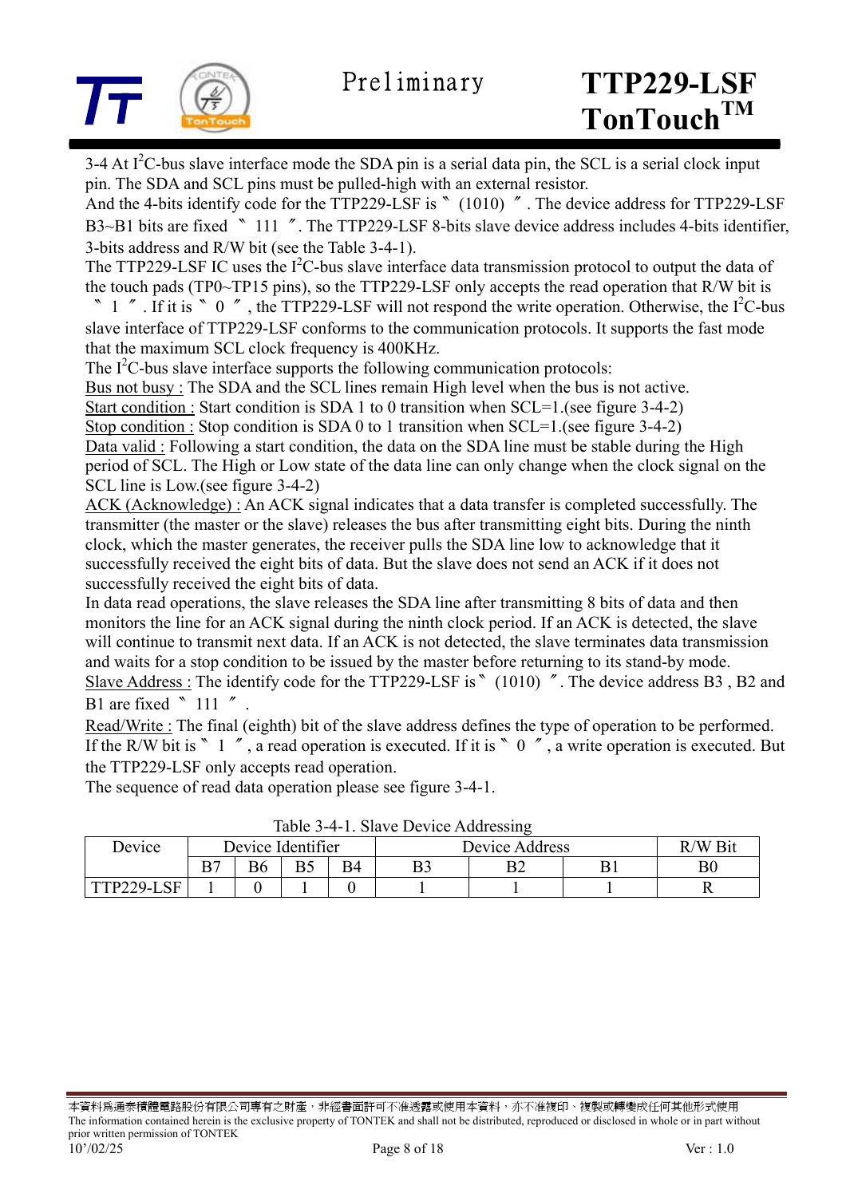3-4 At $I^2C$-bus slave interface mode the SDA pin is a serial data pin, the SCL is a serial clock input pin. The SDA and SCL pins must be pulled-high with an external resistor.
And the 4-bits identify code for the TTP229-LSF is〝(1010)〞. The device address for TTP229-LSF B3~B1 bits are fixed 〝111〞. The TTP229-LSF 8-bits slave device address includes 4-bits identifier, 3-bits address and R/W bit (see the Table 3-4-1).
The TTP229-LSF IC uses the $I^2C$-bus slave interface data transmission protocol to output the data of the touch pads (TP0~TP15 pins), so the TTP229-LSF only accepts the read operation that R/W bit is 〝1〞. If it is 〝0〞, the TTP229-LSF will not respond the write operation. Otherwise, the $I^2C$-bus slave interface of TTP229-LSF conforms to the communication protocols. It supports the fast mode that the maximum SCL clock frequency is 400KHz.
The $I^2C$-bus slave interface supports the following communication protocols:
Bus not busy : The SDA and the SCL lines remain High level when the bus is not active.
Start condition : Start condition is SDA 1 to 0 transition when SCL=1.(see figure 3-4-2)
Stop condition : Stop condition is SDA 0 to 1 transition when SCL=1.(see figure 3-4-2)
Data valid : Following a start condition, the data on the SDA line must be stable during the High period of SCL. The High or Low state of the data line can only change when the clock signal on the SCL line is Low.(see figure 3-4-2)
ACK (Acknowledge) : An ACK signal indicates that a data transfer is completed successfully. The transmitter (the master or the slave) releases the bus after transmitting eight bits. During the ninth clock, which the master generates, the receiver pulls the SDA line low to acknowledge that it successfully received the eight bits of data. But the slave does not send an ACK if it does not successfully received the eight bits of data.
In data read operations, the slave releases the SDA line after transmitting 8 bits of data and then monitors the line for an ACK signal during the ninth clock period. If an ACK is detected, the slave will continue to transmit next data. If an ACK is not detected, the slave terminates data transmission and waits for a stop condition to be issued by the master before returning to its stand-by mode.
Slave Address : The identify code for the TTP229-LSF is〝(1010)〞. The device address B3 , B2 and B1 are fixed 〝111〞.
Read/Write : The final (eighth) bit of the slave address defines the type of operation to be performed. If the R/W bit is 〝1〞, a read operation is executed. If it is 〝0〞, a write operation is executed. But the TTP229-LSF only accepts read operation.
The sequence of read data operation please see figure 3-4-1.

Table 3-4-1. Slave Device Addressing

| Device | Device Identifier | | | | Device Address | | | R/W Bit |
|---|---|---|---|---|---|---|---|---|
| | B7 | B6 | B5 | B4 | B3 | B2 | B1 | B0 |
| TTP229-LSF | 1 | 0 | 1 | 0 | 1 | 1 | 1 | R |

本資料為通泰積體電路股份有限公司專有之財產，非經書面許可不准透露或使用本資料，亦不准複印、複製或轉變成任何其他形式使用
The information contained herein is the exclusive property of TONTEK and shall not be distributed, reproduced or disclosed in whole or in part without prior written permission of TONTEK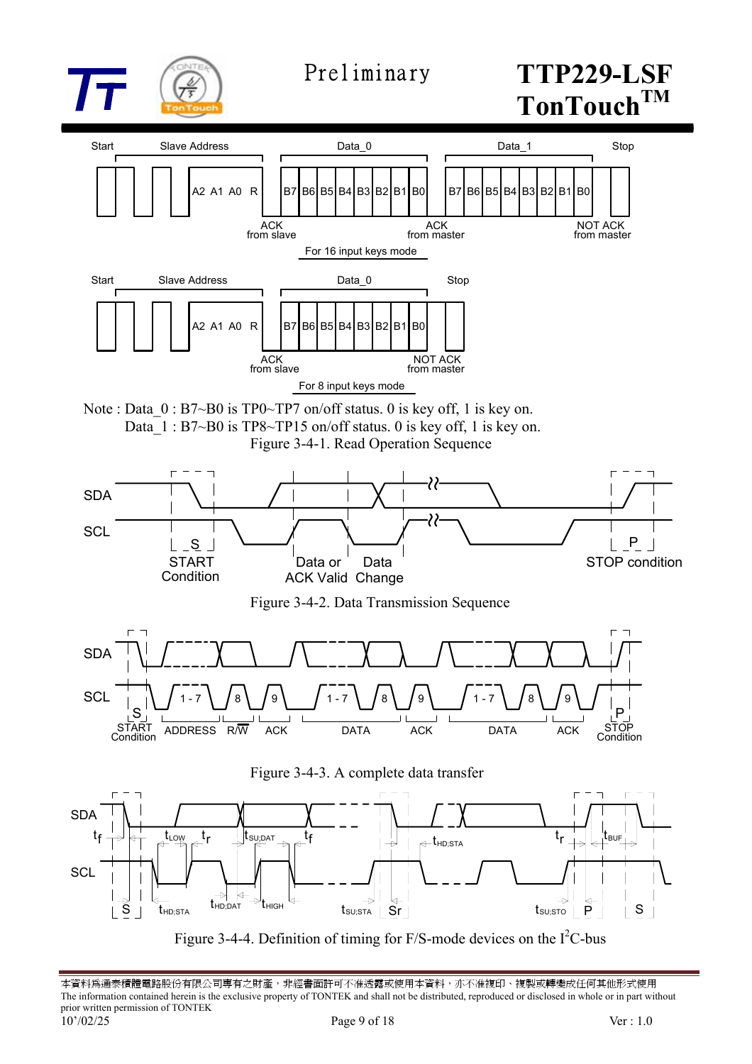Start Slave Address Data_0 Data_1 Stop

A2 A1 A0 R B7 B6 B5 B4 B3 B2 B1 B0 B7 B6 B5 B4 B3 B2 B1 B0

ACK from slave ACK from master NOT ACK from master

For 16 input keys mode

Start Slave Address Data_0 Stop

A2 A1 A0 R B7 B6 B5 B4 B3 B2 B1 B0

ACK from slave NOT ACK from master

For 8 input keys mode

Note : Data_0 : B7~B0 is TP0~TP7 on/off status. 0 is key off, 1 is key on.
Data_1 : B7~B0 is TP8~TP15 on/off status. 0 is key off, 1 is key on.

Figure 3-4-1. Read Operation Sequence

SDA SCL S START Condition Data or ACK Valid Data Change P STOP condition

Figure 3-4-2. Data Transmission Sequence

SDA SCL 1 - 7 8 9 1 - 7 8 9 1 - 7 8 9 S START Condition ADDRESS R/W ACK DATA ACK DATA ACK P STOP Condition

Figure 3-4-3. A complete data transfer

SDA SCL $t_f$ $t_{LOW}$ $t_r$ $t_{SU;DAT}$ $t_f$ $t_{HD;STA}$ $t_r$ $t_{BUF}$ S $t_{HD;STA}$ $t_{HD;DAT}$ $t_{HIGH}$ $t_{SU;STA}$ Sr $t_{SU;STO}$ P S

Figure 3-4-4. Definition of timing for F/S-mode devices on the $I^2C$-bus

本資料為通泰積體電路股份有限公司專有之財產，非經書面許可不准透露或使用本資料，亦不准複印、複製或轉變成任何其他形式使用
The information contained herein is the exclusive property of TONTEK and shall not be distributed, reproduced or disclosed in whole or in part without prior written permission of TONTEK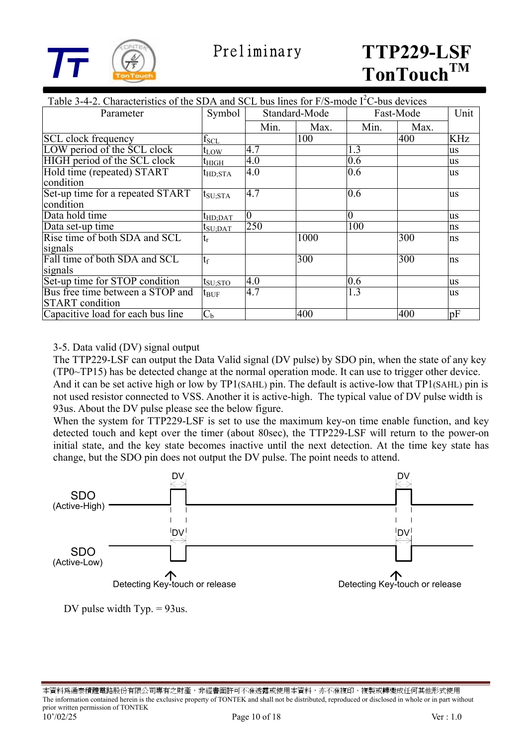Table 3-4-2. Characteristics of the SDA and SCL bus lines for F/S-mode $I^2C$-bus devices

| Parameter | Symbol | Standard-Mode | | Fast-Mode | | Unit |
|---|---|---|---|---|---|---|
| | | Min. | Max. | Min. | Max. | |
| SCL clock frequency | $f_{SCL}$ | | 100 | | 400 | KHz |
| LOW period of the SCL clock | $t_{LOW}$ | 4.7 | | 1.3 | | us |
| HIGH period of the SCL clock | $t_{HIGH}$ | 4.0 | | 0.6 | | us |
| Hold time (repeated) START condition | $t_{HD;STA}$ | 4.0 | | 0.6 | | us |
| Set-up time for a repeated START condition | $t_{SU;STA}$ | 4.7 | | 0.6 | | us |
| Data hold time | $t_{HD;DAT}$ | 0 | | 0 | | us |
| Data set-up time | $t_{SU;DAT}$ | 250 | | 100 | | ns |
| Rise time of both SDA and SCL signals | $t_r$ | | 1000 | | 300 | ns |
| Fall time of both SDA and SCL signals | $t_f$ | | 300 | | 300 | ns |
| Set-up time for STOP condition | $t_{SU;STO}$ | 4.0 | | 0.6 | | us |
| Bus free time between a STOP and START condition | $t_{BUF}$ | 4.7 | | 1.3 | | us |
| Capacitive load for each bus line | $C_b$ | | 400 | | 400 | pF |

3-5. Data valid (DV) signal output

The TTP229-LSF can output the Data Valid signal (DV pulse) by SDO pin, when the state of any key (TP0~TP15) has be detected change at the normal operation mode. It can use to trigger other device. And it can be set active high or low by TP1(SAHL) pin. The default is active-low that TP1(SAHL) pin is not used resistor connected to VSS. Another it is active-high. The typical value of DV pulse width is 93us. About the DV pulse please see the below figure.

When the system for TTP229-LSF is set to use the maximum key-on time enable function, and key detected touch and kept over the timer (about 80sec), the TTP229-LSF will return to the power-on initial state, and the key state becomes inactive until the next detection. At the time key state has change, but the SDO pin does not output the DV pulse. The point needs to attend.

SDO (Active-High)

SDO (Active-Low)

DV

Detecting Key-touch or release

DV pulse width Typ. = 93us.

本資料爲通泰積體電路股份有限公司專有之財產，非經書面許可不准透露或使用本資料，亦不准複印、複製或轉變成任何其他形式使用

The information contained herein is the exclusive property of TONTEK and shall not be distributed, reproduced or disclosed in whole or in part without prior written permission of TONTEK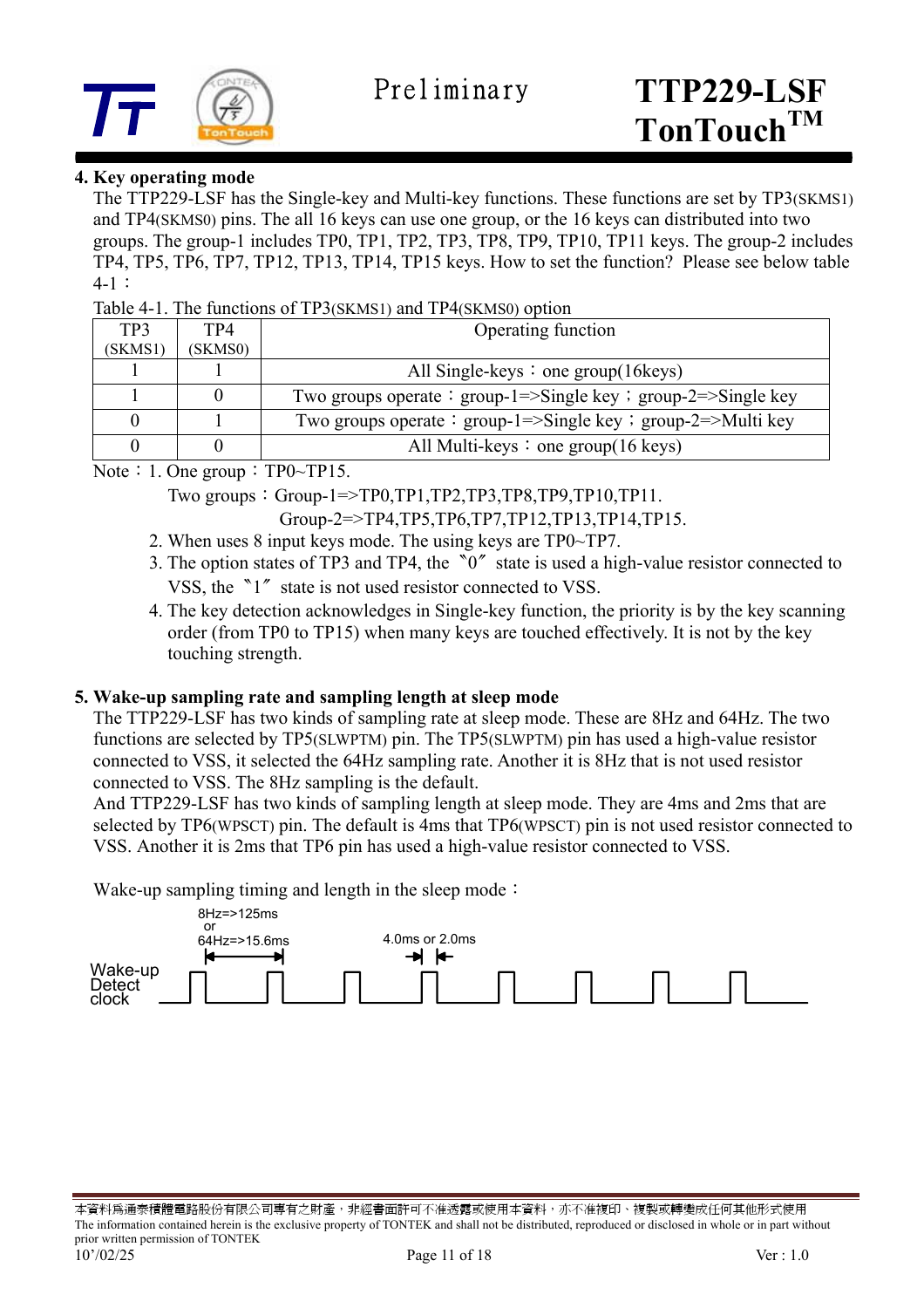## 4. Key operating mode

The TTP229-LSF has the Single-key and Multi-key functions. These functions are set by TP3(SKMS1) and TP4(SKMS0) pins. The all 16 keys can use one group, or the 16 keys can distributed into two groups. The group-1 includes TP0, TP1, TP2, TP3, TP8, TP9, TP10, TP11 keys. The group-2 includes TP4, TP5, TP6, TP7, TP12, TP13, TP14, TP15 keys. How to set the function? Please see below table 4-1：

Table 4-1. The functions of TP3(SKMS1) and TP4(SKMS0) option

| TP3 (SKMS1) | TP4 (SKMS0) | Operating function |
|---|---|---|
| 1 | 1 | All Single-keys：one group(16keys) |
| 1 | 0 | Two groups operate：group-1=>Single key；group-2=>Single key |
| 0 | 1 | Two groups operate：group-1=>Single key；group-2=>Multi key |
| 0 | 0 | All Multi-keys：one group(16 keys) |

Note：1. One group：TP0~TP15.
Two groups：Group-1=>TP0,TP1,TP2,TP3,TP8,TP9,TP10,TP11.
Group-2=>TP4,TP5,TP6,TP7,TP12,TP13,TP14,TP15.
2. When uses 8 input keys mode. The using keys are TP0~TP7.
3. The option states of TP3 and TP4, the 〝0〞 state is used a high-value resistor connected to VSS, the 〝1〞 state is not used resistor connected to VSS.
4. The key detection acknowledges in Single-key function, the priority is by the key scanning order (from TP0 to TP15) when many keys are touched effectively. It is not by the key touching strength.

## 5. Wake-up sampling rate and sampling length at sleep mode

The TTP229-LSF has two kinds of sampling rate at sleep mode. These are 8Hz and 64Hz. The two functions are selected by TP5(SLWPTM) pin. The TP5(SLWPTM) pin has used a high-value resistor connected to VSS, it selected the 64Hz sampling rate. Another it is 8Hz that is not used resistor connected to VSS. The 8Hz sampling is the default.

And TTP229-LSF has two kinds of sampling length at sleep mode. They are 4ms and 2ms that are selected by TP6(WPSCT) pin. The default is 4ms that TP6(WPSCT) pin is not used resistor connected to VSS. Another it is 2ms that TP6 pin has used a high-value resistor connected to VSS.

Wake-up sampling timing and length in the sleep mode：

8Hz=>125ms
or
64Hz=>15.6ms

4.0ms or 2.0ms

Wake-up
Detect
clock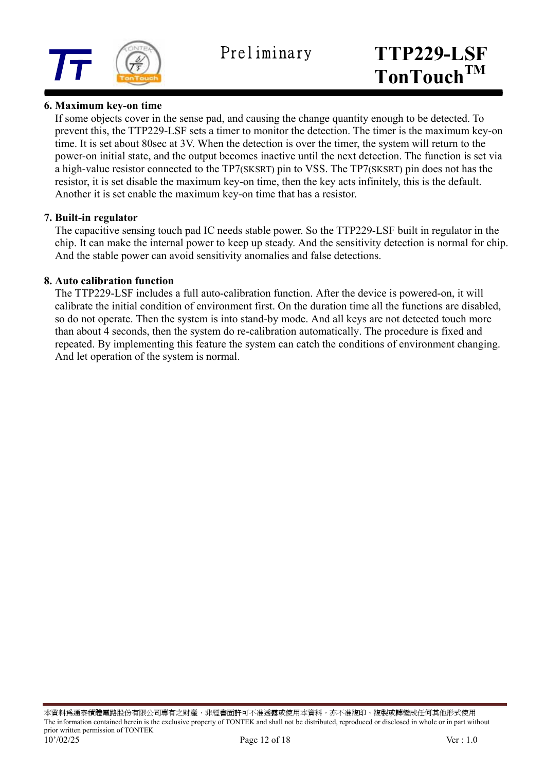**6. Maximum key-on time**

If some objects cover in the sense pad, and causing the change quantity enough to be detected. To prevent this, the TTP229-LSF sets a timer to monitor the detection. The timer is the maximum key-on time. It is set about 80sec at 3V. When the detection is over the timer, the system will return to the power-on initial state, and the output becomes inactive until the next detection. The function is set via a high-value resistor connected to the TP7(SKSRT) pin to VSS. The TP7(SKSRT) pin does not has the resistor, it is set disable the maximum key-on time, then the key acts infinitely, this is the default. Another it is set enable the maximum key-on time that has a resistor.

**7. Built-in regulator**

The capacitive sensing touch pad IC needs stable power. So the TTP229-LSF built in regulator in the chip. It can make the internal power to keep up steady. And the sensitivity detection is normal for chip. And the stable power can avoid sensitivity anomalies and false detections.

**8. Auto calibration function**

The TTP229-LSF includes a full auto-calibration function. After the device is powered-on, it will calibrate the initial condition of environment first. On the duration time all the functions are disabled, so do not operate. Then the system is into stand-by mode. And all keys are not detected touch more than about 4 seconds, then the system do re-calibration automatically. The procedure is fixed and repeated. By implementing this feature the system can catch the conditions of environment changing. And let operation of the system is normal.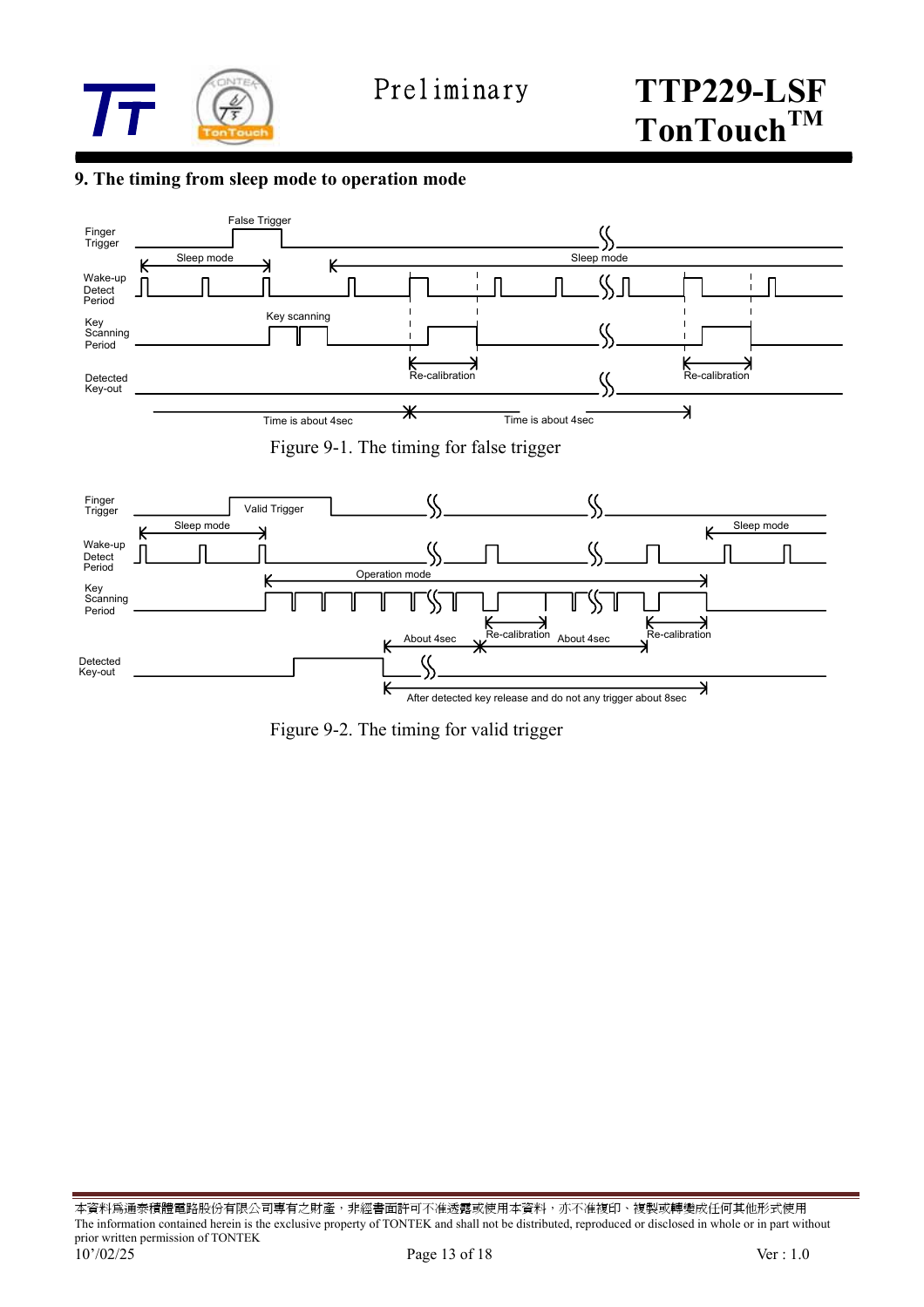## 9. The timing from sleep mode to operation mode

Finger Trigger — False Trigger

Sleep mode — Sleep mode

Wake-up Detect Period

Key Scanning Period — Key scanning

Re-calibration — Re-calibration

Detected Key-out

Time is about 4sec — Time is about 4sec

Figure 9-1. The timing for false trigger

Finger Trigger — Valid Trigger

Sleep mode — Sleep mode

Wake-up Detect Period

Key Scanning Period — Operation mode

Re-calibration — Re-calibration

About 4sec — About 4sec

Detected Key-out

After detected key release and do not any trigger about 8sec

Figure 9-2. The timing for valid trigger

本資料爲通泰積體電路股份有限公司專有之財產，非經書面許可不准透露或使用本資料，亦不准複印、複製或轉變成任何其他形式使用

The information contained herein is the exclusive property of TONTEK and shall not be distributed, reproduced or disclosed in whole or in part without prior written permission of TONTEK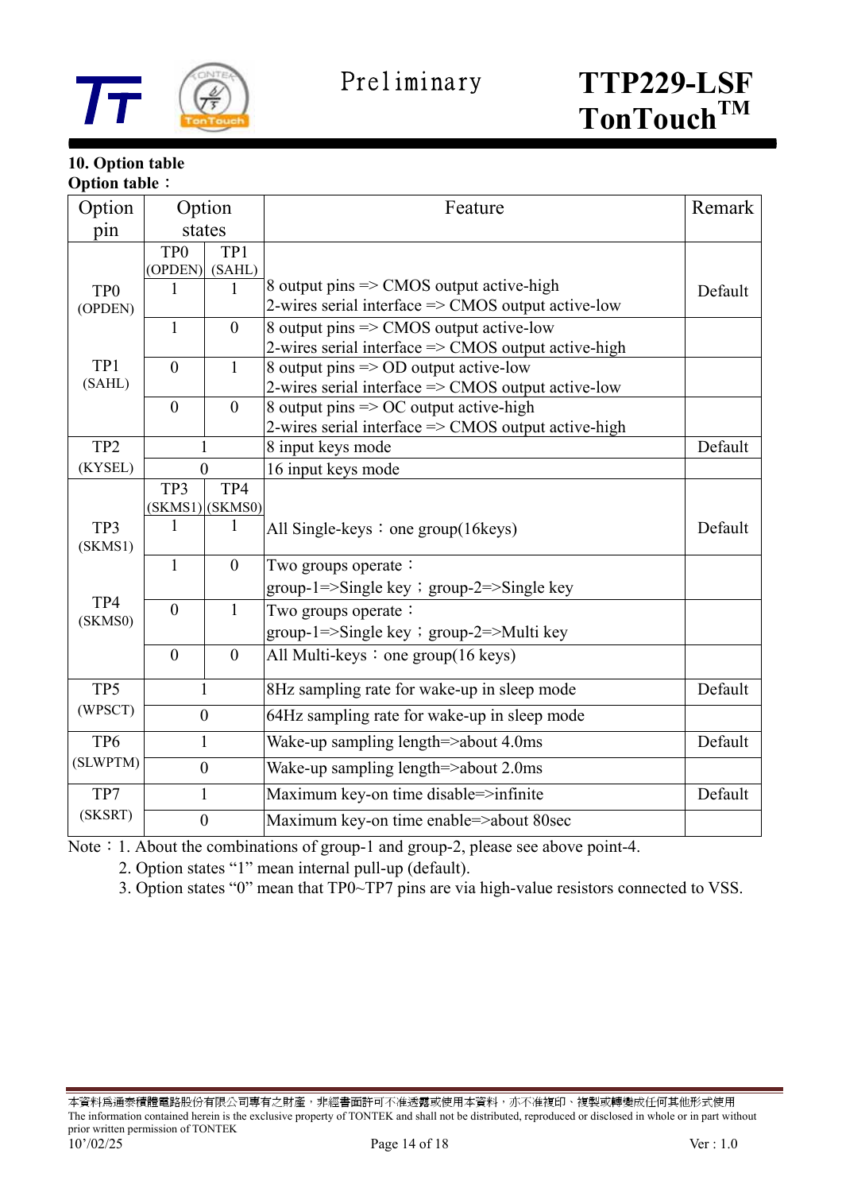## 10. Option table

**Option table：**

| Option pin | Option states | | Feature | Remark |
|---|---|---|---|---|
| | TP0 (OPDEN) | TP1 (SAHL) | | |
| TP0 (OPDEN) TP1 (SAHL) | 1 | 1 | 8 output pins => CMOS output active-high<br>2-wires serial interface => CMOS output active-low | Default |
| | 1 | 0 | 8 output pins => CMOS output active-low<br>2-wires serial interface => CMOS output active-high | |
| | 0 | 1 | 8 output pins => OD output active-low<br>2-wires serial interface => CMOS output active-low | |
| | 0 | 0 | 8 output pins => OC output active-high<br>2-wires serial interface => CMOS output active-high | |
| TP2 (KYSEL) | 1 | | 8 input keys mode | Default |
| | 0 | | 16 input keys mode | |
| | TP3 (SKMS1) | TP4 (SKMS0) | | |
| TP3 (SKMS1) TP4 (SKMS0) | 1 | 1 | All Single-keys：one group(16keys) | Default |
| | 1 | 0 | Two groups operate：<br>group-1=>Single key；group-2=>Single key | |
| | 0 | 1 | Two groups operate：<br>group-1=>Single key；group-2=>Multi key | |
| | 0 | 0 | All Multi-keys：one group(16 keys) | |
| TP5 (WPSCT) | 1 | | 8Hz sampling rate for wake-up in sleep mode | Default |
| | 0 | | 64Hz sampling rate for wake-up in sleep mode | |
| TP6 (SLWPTM) | 1 | | Wake-up sampling length=>about 4.0ms | Default |
| | 0 | | Wake-up sampling length=>about 2.0ms | |
| TP7 (SKSRT) | 1 | | Maximum key-on time disable=>infinite | Default |
| | 0 | | Maximum key-on time enable=>about 80sec | |

Note：1. About the combinations of group-1 and group-2, please see above point-4.
2. Option states "1" mean internal pull-up (default).
3. Option states "0" mean that TP0~TP7 pins are via high-value resistors connected to VSS.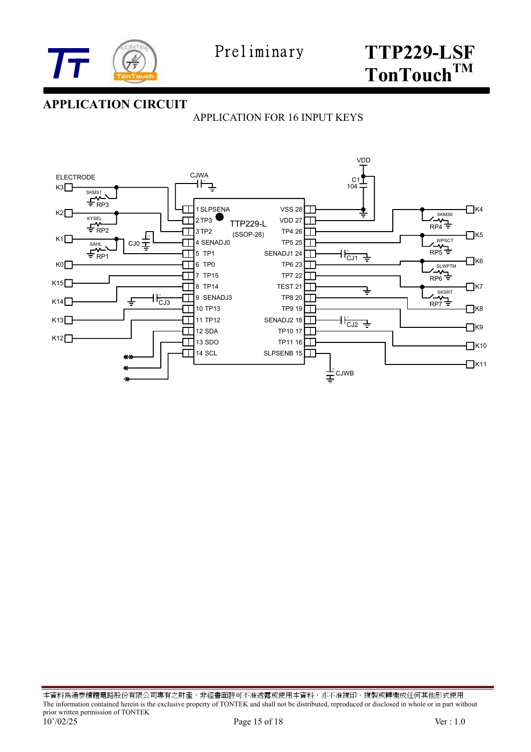## APPLICATION CIRCUIT

APPLICATION FOR 16 INPUT KEYS

ELECTRODE

K3 K2 K1 K0 K15 K14 K13 K12

SKMS1 RP3 KYSEL RP2 SAHL RP1 CJ0 CJ3 CJWA

TTP229-L (SSOP-28)

| Pin | Name | Pin | Name |
|---|---|---|---|
| 1 | SLPSENA | 28 | VSS |
| 2 | TP3 | 27 | VDD |
| 3 | TP2 | 26 | TP4 |
| 4 | SENADJ0 | 25 | TP5 |
| 5 | TP1 | 24 | SENADJ1 |
| 6 | TP0 | 23 | TP6 |
| 7 | TP15 | 22 | TP7 |
| 8 | TP14 | 21 | TEST |
| 9 | SENADJ3 | 20 | TP8 |
| 10 | TP13 | 19 | TP9 |
| 11 | TP12 | 18 | SENADJ2 |
| 12 | SDA | 17 | TP10 |
| 13 | SDO | 16 | TP11 |
| 14 | SCL | 15 | SLPSENB |

VDD C1 104 CJ1 CJ2 CJWB

SKMS0 RP4 WPSCT RP5 SLWPTM RP6 SKSRT RP7

K4 K5 K6 K7 K8 K9 K10 K11

本資料為通泰積體電路股份有限公司專有之財產，非經書面許可不准透露或使用本資料，亦不准複印、複製或轉變成任何其他形式使用
The information contained herein is the exclusive property of TONTEK and shall not be distributed, reproduced or disclosed in whole or in part without prior written permission of TONTEK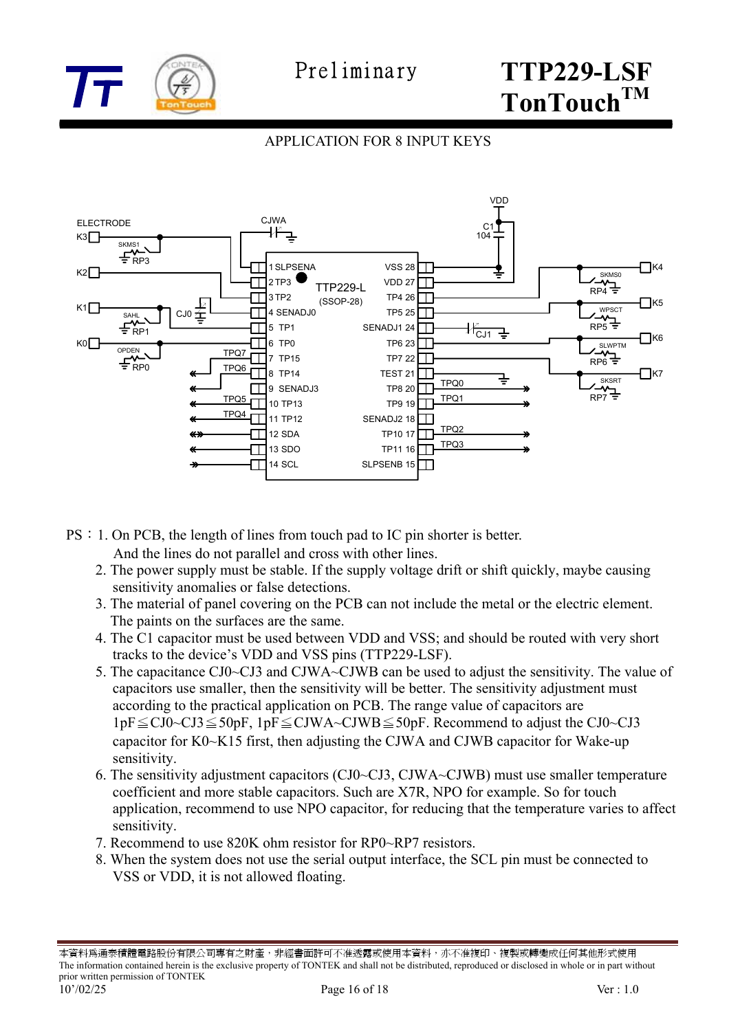APPLICATION FOR 8 INPUT KEYS

PS：1. On PCB, the length of lines from touch pad to IC pin shorter is better. And the lines do not parallel and cross with other lines.

2. The power supply must be stable. If the supply voltage drift or shift quickly, maybe causing sensitivity anomalies or false detections.

3. The material of panel covering on the PCB can not include the metal or the electric element. The paints on the surfaces are the same.

4. The C1 capacitor must be used between VDD and VSS; and should be routed with very short tracks to the device's VDD and VSS pins (TTP229-LSF).

5. The capacitance CJ0~CJ3 and CJWA~CJWB can be used to adjust the sensitivity. The value of capacitors use smaller, then the sensitivity will be better. The sensitivity adjustment must according to the practical application on PCB. The range value of capacitors are 1pF≦CJ0~CJ3≦50pF, 1pF≦CJWA~CJWB≦50pF. Recommend to adjust the CJ0~CJ3 capacitor for K0~K15 first, then adjusting the CJWA and CJWB capacitor for Wake-up sensitivity.

6. The sensitivity adjustment capacitors (CJ0~CJ3, CJWA~CJWB) must use smaller temperature coefficient and more stable capacitors. Such are X7R, NPO for example. So for touch application, recommend to use NPO capacitor, for reducing that the temperature varies to affect sensitivity.

7. Recommend to use 820K ohm resistor for RP0~RP7 resistors.

8. When the system does not use the serial output interface, the SCL pin must be connected to VSS or VDD, it is not allowed floating.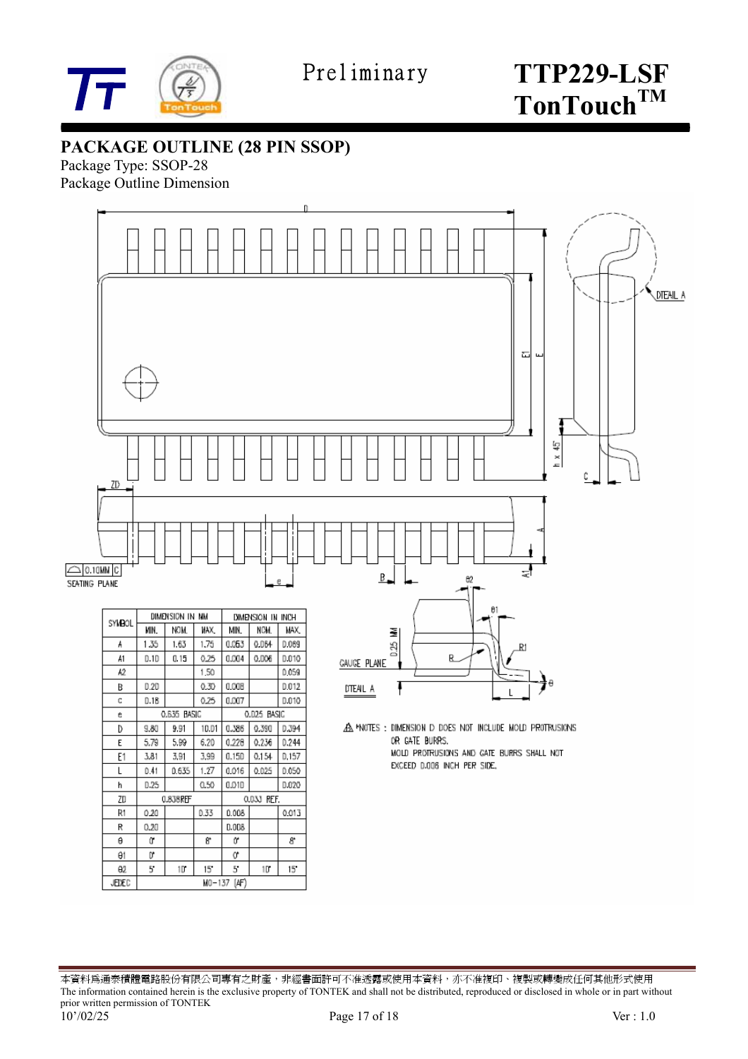## PACKAGE OUTLINE (28 PIN SSOP)

Package Type: SSOP-28

Package Outline Dimension

| SYMBOL | DIMENSION IN MM | | | DIMENSION IN INCH | | |
|---|---|---|---|---|---|---|
| | MIN. | NOM. | MAX. | MIN. | NOM. | MAX. |
| A | 1.35 | 1.63 | 1.75 | 0.053 | 0.064 | 0.069 |
| A1 | 0.10 | 0.15 | 0.25 | 0.004 | 0.006 | 0.010 |
| A2 | | | 1.50 | | | 0.059 |
| B | 0.20 | | 0.30 | 0.008 | | 0.012 |
| C | 0.18 | | 0.25 | 0.007 | | 0.010 |
| e | 0.635 BASIC | | | 0.025 BASIC | | |
| D | 9.80 | 9.91 | 10.01 | 0.386 | 0.390 | 0.394 |
| E | 5.79 | 5.99 | 6.20 | 0.228 | 0.236 | 0.244 |
| E1 | 3.81 | 3.91 | 3.99 | 0.150 | 0.154 | 0.157 |
| L | 0.41 | 0.635 | 1.27 | 0.016 | 0.025 | 0.050 |
| h | 0.25 | | 0.50 | 0.010 | | 0.020 |
| ZD | 0.838REF | | | 0.033 REF. | | |
| R1 | 0.20 | | 0.33 | 0.008 | | 0.013 |
| R | 0.20 | | | 0.008 | | |
| θ | 0° | | 8° | 0° | | 8° |
| θ1 | 0° | | | 0° | | |
| θ2 | 5° | 10° | 15° | 5° | 10° | 15° |
| JEDEC | MO-137 (AF) | | | | | |

⚠ *NOTES : DIMENSION D DOES NOT INCLUDE MOLD PROTRUSIONS OR GATE BURRS. MOLD PROTRUSIONS AND GATE BURRS SHALL NOT EXCEED 0.006 INCH PER SIDE.

本資料為通泰積體電路股份有限公司專有之財產，非經書面許可不准透露或使用本資料，亦不准複印、複製或轉變成任何其他形式使用

The information contained herein is the exclusive property of TONTEK and shall not be distributed, reproduced or disclosed in whole or in part without prior written permission of TONTEK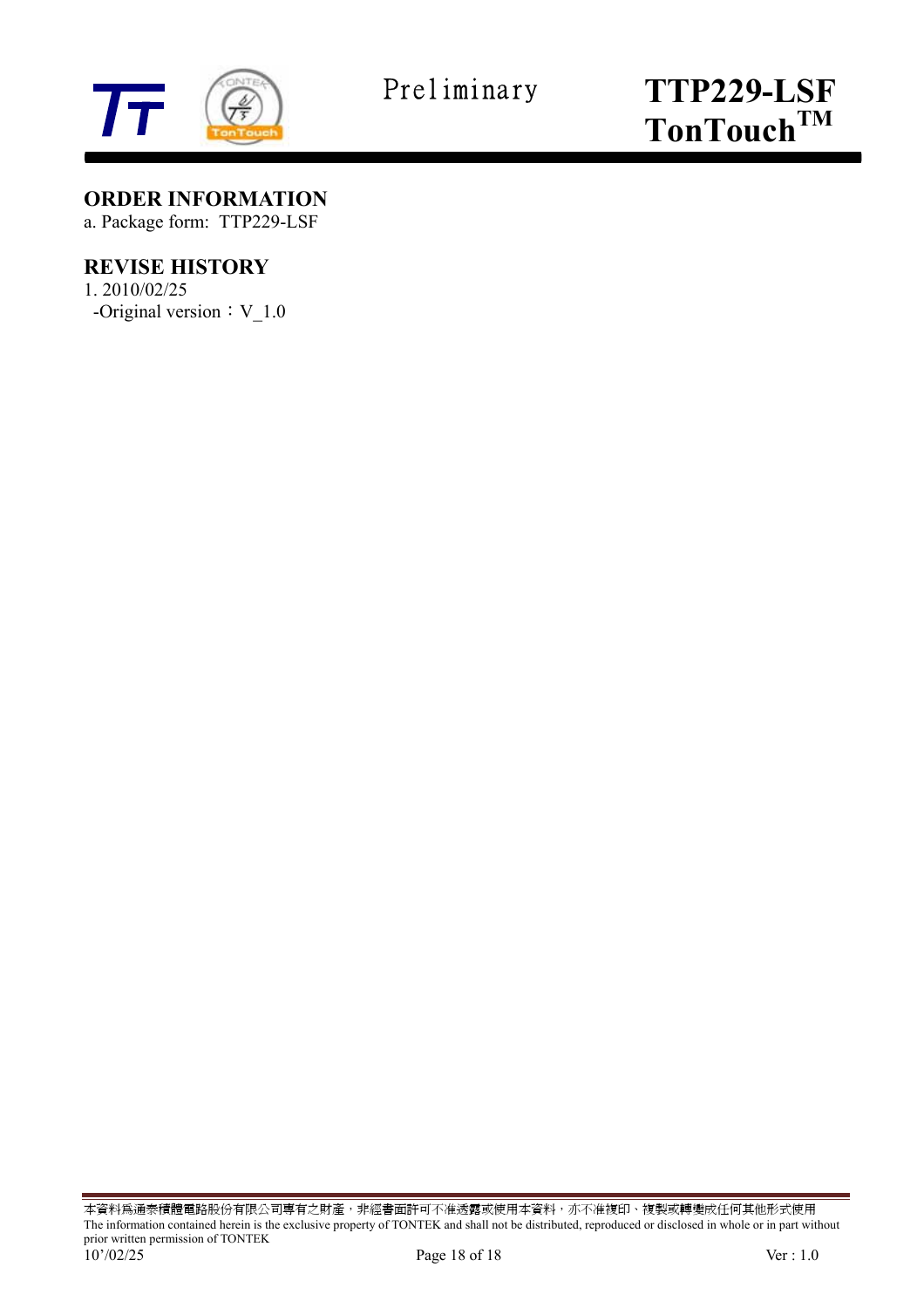## ORDER INFORMATION

a. Package form: TTP229-LSF

## REVISE HISTORY

1. 2010/02/25
   - -Original version：V_1.0